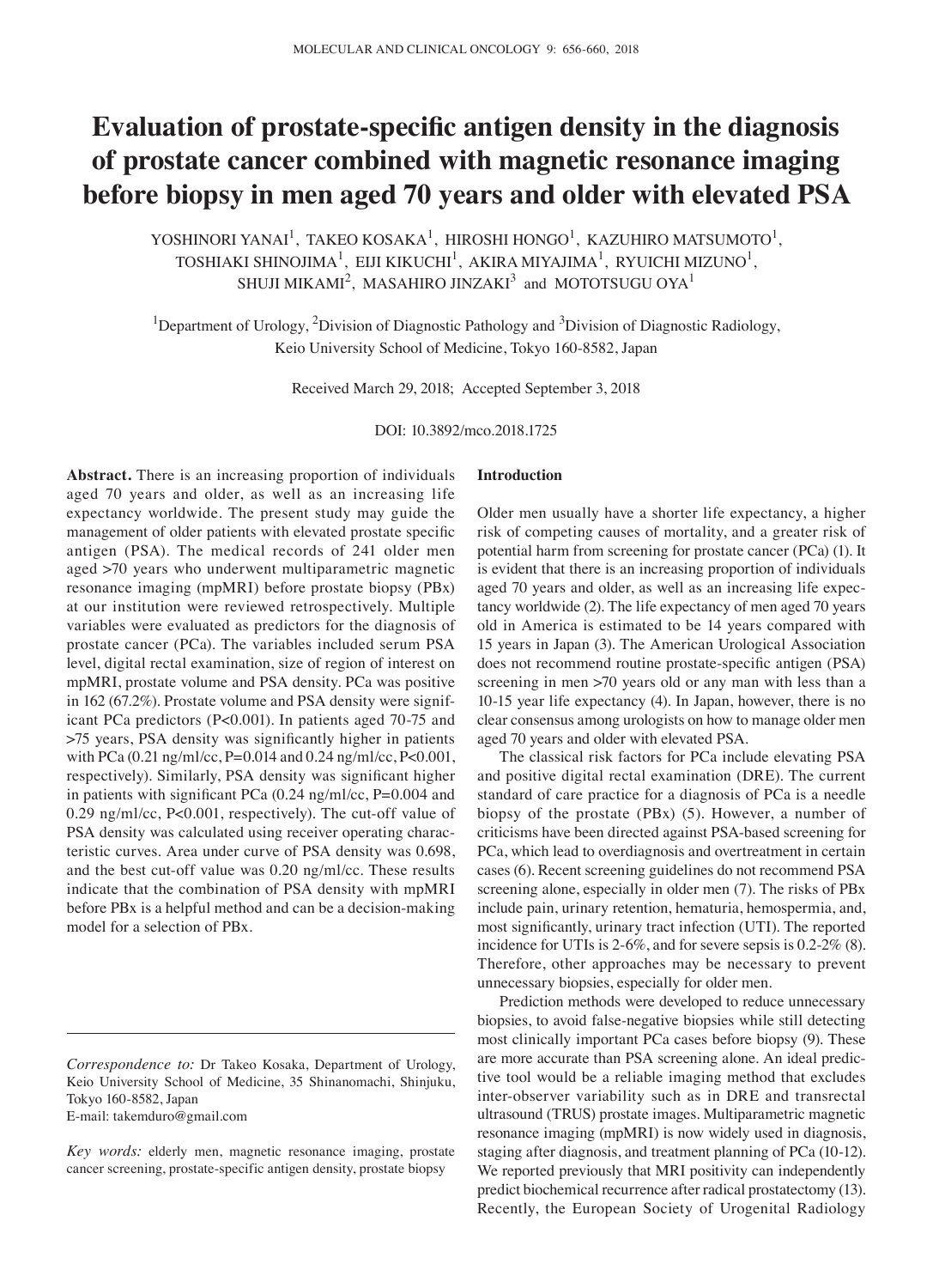# Evaluation of prostate-specific antigen density in the diagnosis of prostate cancer combined with magnetic resonance imaging before biopsy in men aged 70 years and older with elevated PSA

YOSHINORI YANAI[1], TAKEO KOSAKA[1], HIROSHI HONGO[1], KAZUHIRO MATSUMOTO[1], TOSHIAKI SHINOJIMA[1], EIJI KIKUCHI[1], AKIRA MIYAJIMA[1], RYUICHI MIZUNO[1], SHUJI MIKAMI[2], MASAHIRO JINZAKI[3] and MOTOTSUGU OYA[1]

[1]Department of Urology, [2]Division of Diagnostic Pathology and [3]Division of Diagnostic Radiology, Keio University School of Medicine, Tokyo 160-8582, Japan

Received March 29, 2018; Accepted September 3, 2018

DOI: 10.3892/mco.2018.1725

**Abstract.** There is an increasing proportion of individuals aged 70 years and older, as well as an increasing life expectancy worldwide. The present study may guide the management of older patients with elevated prostate specific antigen (PSA). The medical records of 241 older men aged >70 years who underwent multiparametric magnetic resonance imaging (mpMRI) before prostate biopsy (PBx) at our institution were reviewed retrospectively. Multiple variables were evaluated as predictors for the diagnosis of prostate cancer (PCa). The variables included serum PSA level, digital rectal examination, size of region of interest on mpMRI, prostate volume and PSA density. PCa was positive in 162 (67.2%). Prostate volume and PSA density were significant PCa predictors (P<0.001). In patients aged 70-75 and >75 years, PSA density was significantly higher in patients with PCa (0.21 ng/ml/cc, P=0.014 and 0.24 ng/ml/cc, P<0.001, respectively). Similarly, PSA density was significant higher in patients with significant PCa (0.24 ng/ml/cc, P=0.004 and 0.29 ng/ml/cc, P<0.001, respectively). The cut-off value of PSA density was calculated using receiver operating characteristic curves. Area under curve of PSA density was 0.698, and the best cut-off value was 0.20 ng/ml/cc. These results indicate that the combination of PSA density with mpMRI before PBx is a helpful method and can be a decision-making model for a selection of PBx.

*Correspondence to:* Dr Takeo Kosaka, Department of Urology, Keio University School of Medicine, 35 Shinanomachi, Shinjuku, Tokyo 160-8582, Japan
E-mail: takemduro@gmail.com

*Key words:* elderly men, magnetic resonance imaging, prostate cancer screening, prostate-specific antigen density, prostate biopsy

## Introduction

Older men usually have a shorter life expectancy, a higher risk of competing causes of mortality, and a greater risk of potential harm from screening for prostate cancer (PCa) (1). It is evident that there is an increasing proportion of individuals aged 70 years and older, as well as an increasing life expectancy worldwide (2). The life expectancy of men aged 70 years old in America is estimated to be 14 years compared with 15 years in Japan (3). The American Urological Association does not recommend routine prostate-specific antigen (PSA) screening in men >70 years old or any man with less than a 10-15 year life expectancy (4). In Japan, however, there is no clear consensus among urologists on how to manage older men aged 70 years and older with elevated PSA.

The classical risk factors for PCa include elevating PSA and positive digital rectal examination (DRE). The current standard of care practice for a diagnosis of PCa is a needle biopsy of the prostate (PBx) (5). However, a number of criticisms have been directed against PSA-based screening for PCa, which lead to overdiagnosis and overtreatment in certain cases (6). Recent screening guidelines do not recommend PSA screening alone, especially in older men (7). The risks of PBx include pain, urinary retention, hematuria, hemospermia, and, most significantly, urinary tract infection (UTI). The reported incidence for UTIs is 2-6%, and for severe sepsis is 0.2-2% (8). Therefore, other approaches may be necessary to prevent unnecessary biopsies, especially for older men.

Prediction methods were developed to reduce unnecessary biopsies, to avoid false-negative biopsies while still detecting most clinically important PCa cases before biopsy (9). These are more accurate than PSA screening alone. An ideal predictive tool would be a reliable imaging method that excludes inter-observer variability such as in DRE and transrectal ultrasound (TRUS) prostate images. Multiparametric magnetic resonance imaging (mpMRI) is now widely used in diagnosis, staging after diagnosis, and treatment planning of PCa (10-12). We reported previously that MRI positivity can independently predict biochemical recurrence after radical prostatectomy (13). Recently, the European Society of Urogenital Radiology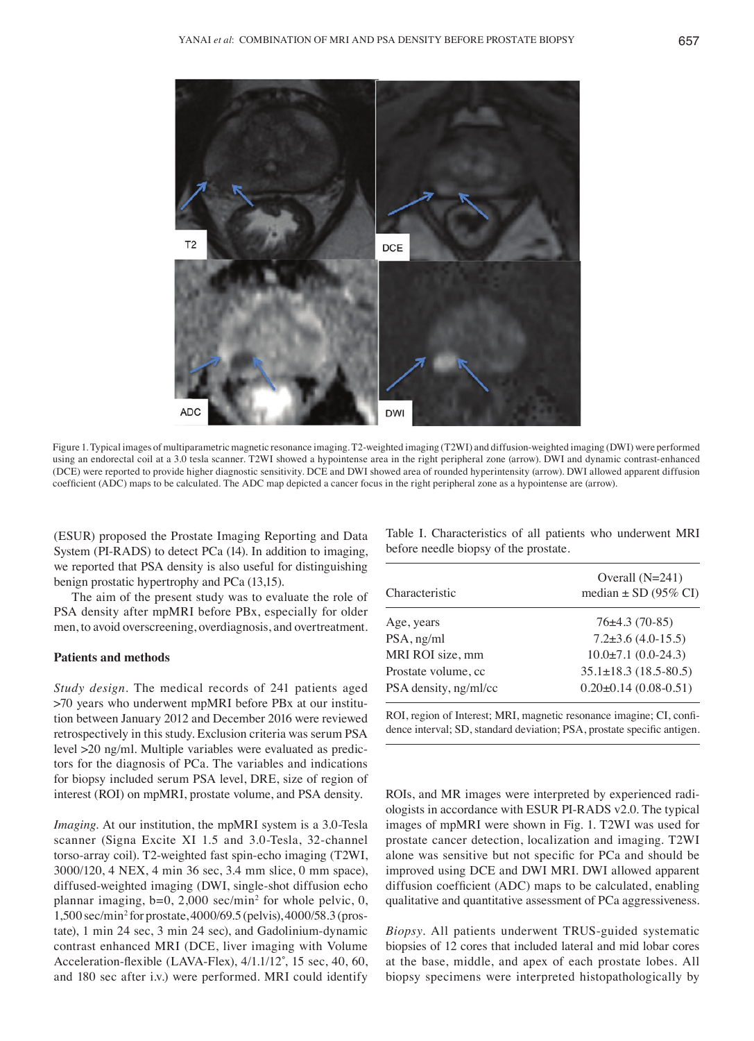Figure 1. Typical images of multiparametric magnetic resonance imaging. T2-weighted imaging (T2WI) and diffusion-weighted imaging (DWI) were performed using an endorectal coil at a 3.0 tesla scanner. T2WI showed a hypointense area in the right peripheral zone (arrow). DWI and dynamic contrast-enhanced (DCE) were reported to provide higher diagnostic sensitivity. DCE and DWI showed area of rounded hyperintensity (arrow). DWI allowed apparent diffusion coefficient (ADC) maps to be calculated. The ADC map depicted a cancer focus in the right peripheral zone as a hypointense are (arrow).

(ESUR) proposed the Prostate Imaging Reporting and Data System (PI-RADS) to detect PCa (14). In addition to imaging, we reported that PSA density is also useful for distinguishing benign prostatic hypertrophy and PCa (13,15).

The aim of the present study was to evaluate the role of PSA density after mpMRI before PBx, especially for older men, to avoid overscreening, overdiagnosis, and overtreatment.

## Patients and methods

*Study design*. The medical records of 241 patients aged >70 years who underwent mpMRI before PBx at our institution between January 2012 and December 2016 were reviewed retrospectively in this study. Exclusion criteria was serum PSA level >20 ng/ml. Multiple variables were evaluated as predictors for the diagnosis of PCa. The variables and indications for biopsy included serum PSA level, DRE, size of region of interest (ROI) on mpMRI, prostate volume, and PSA density.

*Imaging*. At our institution, the mpMRI system is a 3.0-Tesla scanner (Signa Excite XI 1.5 and 3.0-Tesla, 32-channel torso-array coil). T2-weighted fast spin-echo imaging (T2WI, 3000/120, 4 NEX, 4 min 36 sec, 3.4 mm slice, 0 mm space), diffused-weighted imaging (DWI, single-shot diffusion echo plannar imaging, b=0, 2,000 sec/mm$^2$ for whole pelvic, 0, 1,500 sec/mm$^2$ for prostate, 4000/69.5 (pelvis), 4000/58.3 (prostate), 1 min 24 sec, 3 min 24 sec), and Gadolinium-dynamic contrast enhanced MRI (DCE, liver imaging with Volume Acceleration-flexible (LAVA-Flex), 4/1.1/12˚, 15 sec, 40, 60, and 180 sec after i.v.) were performed. MRI could identify ROIs, and MR images were interpreted by experienced radiologists in accordance with ESUR PI-RADS v2.0. The typical images of mpMRI were shown in Fig. 1. T2WI was used for prostate cancer detection, localization and imaging. T2WI alone was sensitive but not specific for PCa and should be improved using DCE and DWI MRI. DWI allowed apparent diffusion coefficient (ADC) maps to be calculated, enabling qualitative and quantitative assessment of PCa aggressiveness.

*Biopsy*. All patients underwent TRUS-guided systematic biopsies of 12 cores that included lateral and mid lobar cores at the base, middle, and apex of each prostate lobes. All biopsy specimens were interpreted histopathologically by

Table I. Characteristics of all patients who underwent MRI before needle biopsy of the prostate.

| Characteristic | Overall (N=241) median ± SD (95% CI) |
|---|---|
| Age, years | 76±4.3 (70-85) |
| PSA, ng/ml | 7.2±3.6 (4.0-15.5) |
| MRI ROI size, mm | 10.0±7.1 (0.0-24.3) |
| Prostate volume, cc | 35.1±18.3 (18.5-80.5) |
| PSA density, ng/ml/cc | 0.20±0.14 (0.08-0.51) |

ROI, region of Interest; MRI, magnetic resonance imagine; CI, confidence interval; SD, standard deviation; PSA, prostate specific antigen.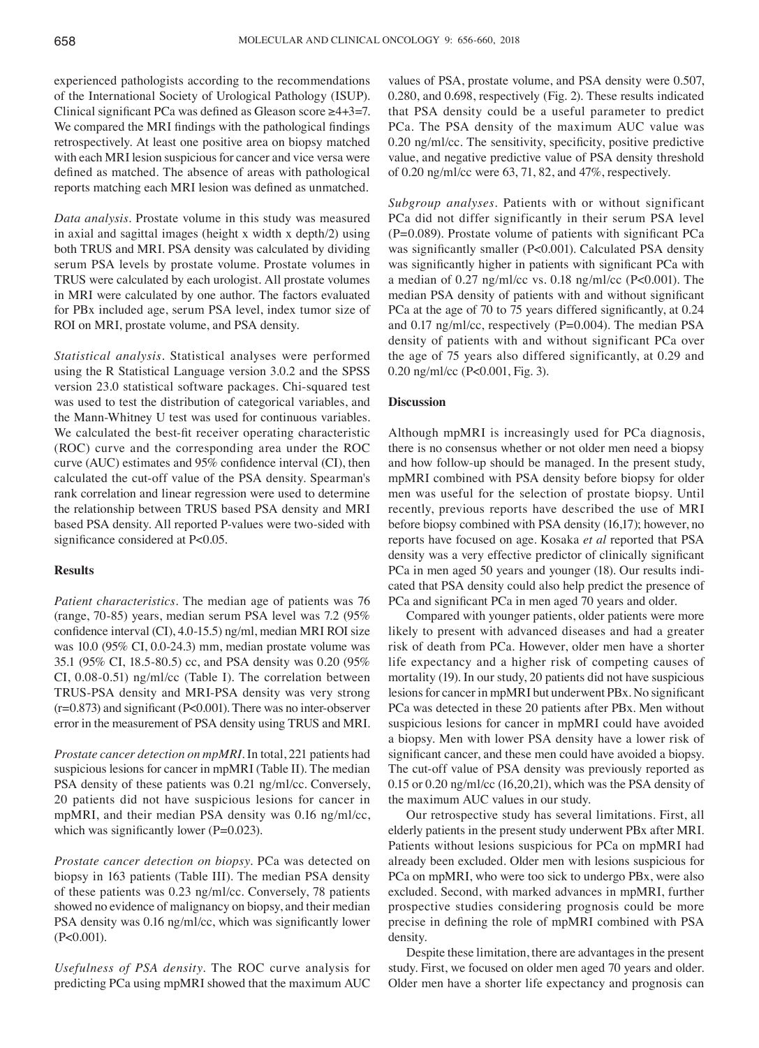experienced pathologists according to the recommendations of the International Society of Urological Pathology (ISUP). Clinical significant PCa was defined as Gleason score ≥4+3=7. We compared the MRI findings with the pathological findings retrospectively. At least one positive area on biopsy matched with each MRI lesion suspicious for cancer and vice versa were defined as matched. The absence of areas with pathological reports matching each MRI lesion was defined as unmatched.

*Data analysis*. Prostate volume in this study was measured in axial and sagittal images (height x width x depth/2) using both TRUS and MRI. PSA density was calculated by dividing serum PSA levels by prostate volume. Prostate volumes in TRUS were calculated by each urologist. All prostate volumes in MRI were calculated by one author. The factors evaluated for PBx included age, serum PSA level, index tumor size of ROI on MRI, prostate volume, and PSA density.

*Statistical analysis*. Statistical analyses were performed using the R Statistical Language version 3.0.2 and the SPSS version 23.0 statistical software packages. Chi-squared test was used to test the distribution of categorical variables, and the Mann-Whitney U test was used for continuous variables. We calculated the best-fit receiver operating characteristic (ROC) curve and the corresponding area under the ROC curve (AUC) estimates and 95% confidence interval (CI), then calculated the cut-off value of the PSA density. Spearman's rank correlation and linear regression were used to determine the relationship between TRUS based PSA density and MRI based PSA density. All reported P-values were two-sided with significance considered at P<0.05.

## Results

*Patient characteristics*. The median age of patients was 76 (range, 70-85) years, median serum PSA level was 7.2 (95% confidence interval (CI), 4.0-15.5) ng/ml, median MRI ROI size was 10.0 (95% CI, 0.0-24.3) mm, median prostate volume was 35.1 (95% CI, 18.5-80.5) cc, and PSA density was 0.20 (95% CI, 0.08-0.51) ng/ml/cc (Table I). The correlation between TRUS-PSA density and MRI-PSA density was very strong (r=0.873) and significant (P<0.001). There was no inter-observer error in the measurement of PSA density using TRUS and MRI.

*Prostate cancer detection on mpMRI*. In total, 221 patients had suspicious lesions for cancer in mpMRI (Table II). The median PSA density of these patients was 0.21 ng/ml/cc. Conversely, 20 patients did not have suspicious lesions for cancer in mpMRI, and their median PSA density was 0.16 ng/ml/cc, which was significantly lower (P=0.023).

*Prostate cancer detection on biopsy*. PCa was detected on biopsy in 163 patients (Table III). The median PSA density of these patients was 0.23 ng/ml/cc. Conversely, 78 patients showed no evidence of malignancy on biopsy, and their median PSA density was 0.16 ng/ml/cc, which was significantly lower (P<0.001).

*Usefulness of PSA density*. The ROC curve analysis for predicting PCa using mpMRI showed that the maximum AUC values of PSA, prostate volume, and PSA density were 0.507, 0.280, and 0.698, respectively (Fig. 2). These results indicated that PSA density could be a useful parameter to predict PCa. The PSA density of the maximum AUC value was 0.20 ng/ml/cc. The sensitivity, specificity, positive predictive value, and negative predictive value of PSA density threshold of 0.20 ng/ml/cc were 63, 71, 82, and 47%, respectively.

*Subgroup analyses*. Patients with or without significant PCa did not differ significantly in their serum PSA level (P=0.089). Prostate volume of patients with significant PCa was significantly smaller (P<0.001). Calculated PSA density was significantly higher in patients with significant PCa with a median of 0.27 ng/ml/cc vs. 0.18 ng/ml/cc (P<0.001). The median PSA density of patients with and without significant PCa at the age of 70 to 75 years differed significantly, at 0.24 and 0.17 ng/ml/cc, respectively (P=0.004). The median PSA density of patients with and without significant PCa over the age of 75 years also differed significantly, at 0.29 and 0.20 ng/ml/cc (P<0.001, Fig. 3).

## Discussion

Although mpMRI is increasingly used for PCa diagnosis, there is no consensus whether or not older men need a biopsy and how follow-up should be managed. In the present study, mpMRI combined with PSA density before biopsy for older men was useful for the selection of prostate biopsy. Until recently, previous reports have described the use of MRI before biopsy combined with PSA density (16,17); however, no reports have focused on age. Kosaka *et al* reported that PSA density was a very effective predictor of clinically significant PCa in men aged 50 years and younger (18). Our results indicated that PSA density could also help predict the presence of PCa and significant PCa in men aged 70 years and older.

Compared with younger patients, older patients were more likely to present with advanced diseases and had a greater risk of death from PCa. However, older men have a shorter life expectancy and a higher risk of competing causes of mortality (19). In our study, 20 patients did not have suspicious lesions for cancer in mpMRI but underwent PBx. No significant PCa was detected in these 20 patients after PBx. Men without suspicious lesions for cancer in mpMRI could have avoided a biopsy. Men with lower PSA density have a lower risk of significant cancer, and these men could have avoided a biopsy. The cut-off value of PSA density was previously reported as 0.15 or 0.20 ng/ml/cc (16,20,21), which was the PSA density of the maximum AUC values in our study.

Our retrospective study has several limitations. First, all elderly patients in the present study underwent PBx after MRI. Patients without lesions suspicious for PCa on mpMRI had already been excluded. Older men with lesions suspicious for PCa on mpMRI, who were too sick to undergo PBx, were also excluded. Second, with marked advances in mpMRI, further prospective studies considering prognosis could be more precise in defining the role of mpMRI combined with PSA density.

Despite these limitation, there are advantages in the present study. First, we focused on older men aged 70 years and older. Older men have a shorter life expectancy and prognosis can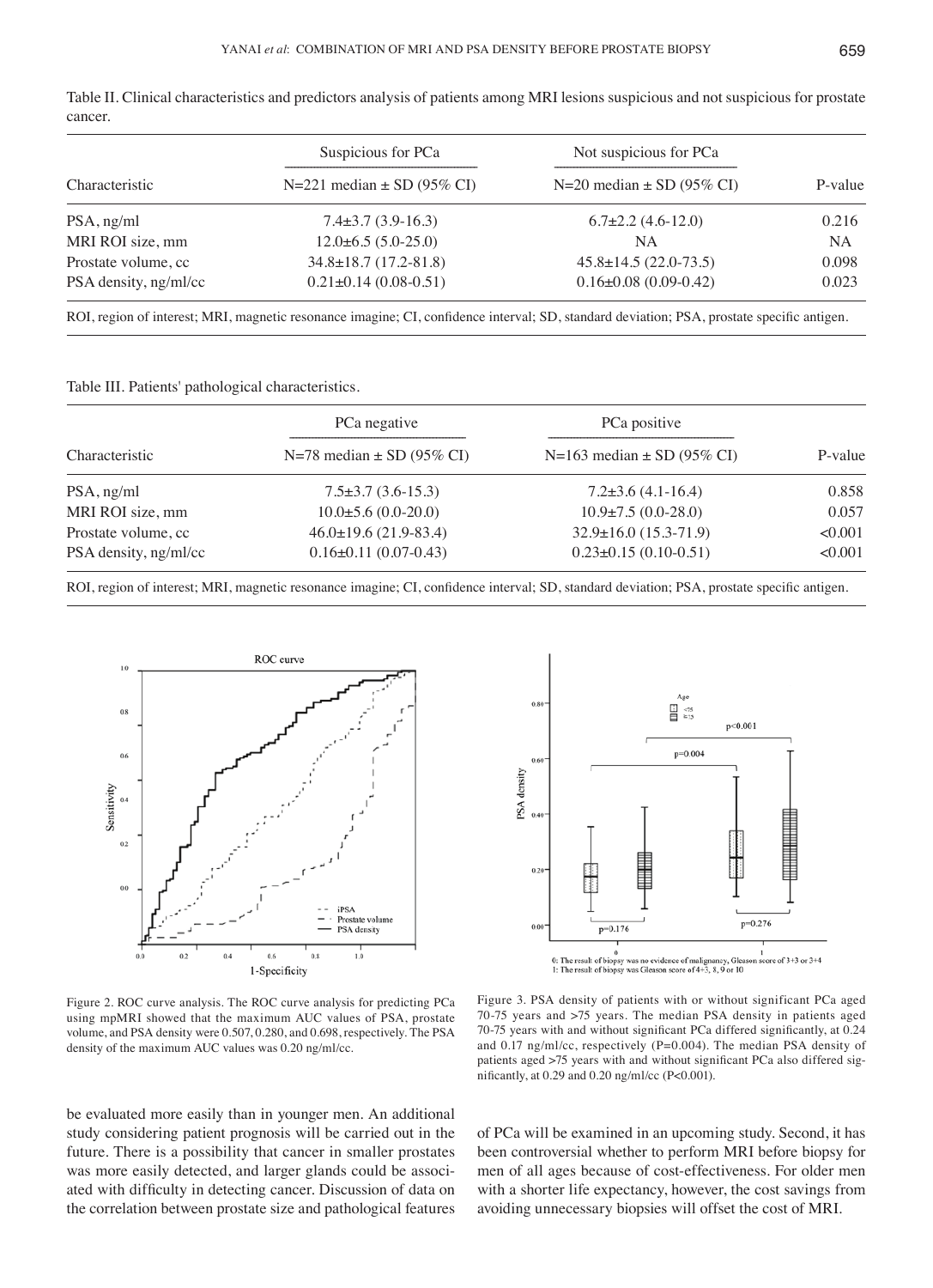Table II. Clinical characteristics and predictors analysis of patients among MRI lesions suspicious and not suspicious for prostate cancer.

| | Suspicious for PCa | Not suspicious for PCa | |
|---|---|---|---|
| Characteristic | N=221 median ± SD (95% CI) | N=20 median ± SD (95% CI) | P-value |
| PSA, ng/ml | 7.4±3.7 (3.9-16.3) | 6.7±2.2 (4.6-12.0) | 0.216 |
| MRI ROI size, mm | 12.0±6.5 (5.0-25.0) | NA | NA |
| Prostate volume, cc | 34.8±18.7 (17.2-81.8) | 45.8±14.5 (22.0-73.5) | 0.098 |
| PSA density, ng/ml/cc | 0.21±0.14 (0.08-0.51) | 0.16±0.08 (0.09-0.42) | 0.023 |

ROI, region of interest; MRI, magnetic resonance imagine; CI, confidence interval; SD, standard deviation; PSA, prostate specific antigen.

Table III. Patients' pathological characteristics.

| | PCa negative | PCa positive | |
|---|---|---|---|
| Characteristic | N=78 median ± SD (95% CI) | N=163 median ± SD (95% CI) | P-value |
| PSA, ng/ml | 7.5±3.7 (3.6-15.3) | 7.2±3.6 (4.1-16.4) | 0.858 |
| MRI ROI size, mm | 10.0±5.6 (0.0-20.0) | 10.9±7.5 (0.0-28.0) | 0.057 |
| Prostate volume, cc | 46.0±19.6 (21.9-83.4) | 32.9±16.0 (15.3-71.9) | <0.001 |
| PSA density, ng/ml/cc | 0.16±0.11 (0.07-0.43) | 0.23±0.15 (0.10-0.51) | <0.001 |

ROI, region of interest; MRI, magnetic resonance imagine; CI, confidence interval; SD, standard deviation; PSA, prostate specific antigen.

Figure 2. ROC curve analysis. The ROC curve analysis for predicting PCa using mpMRI showed that the maximum AUC values of PSA, prostate volume, and PSA density were 0.507, 0.280, and 0.698, respectively. The PSA density of the maximum AUC values was 0.20 ng/ml/cc.

Figure 3. PSA density of patients with or without significant PCa aged 70-75 years and >75 years. The median PSA density in patients aged 70-75 years with and without significant PCa differed significantly, at 0.24 and 0.17 ng/ml/cc, respectively (P=0.004). The median PSA density of patients aged >75 years with and without significant PCa also differed significantly, at 0.29 and 0.20 ng/ml/cc (P<0.001).

be evaluated more easily than in younger men. An additional study considering patient prognosis will be carried out in the future. There is a possibility that cancer in smaller prostates was more easily detected, and larger glands could be associated with difficulty in detecting cancer. Discussion of data on the correlation between prostate size and pathological features of PCa will be examined in an upcoming study. Second, it has been controversial whether to perform MRI before biopsy for men of all ages because of cost-effectiveness. For older men with a shorter life expectancy, however, the cost savings from avoiding unnecessary biopsies will offset the cost of MRI.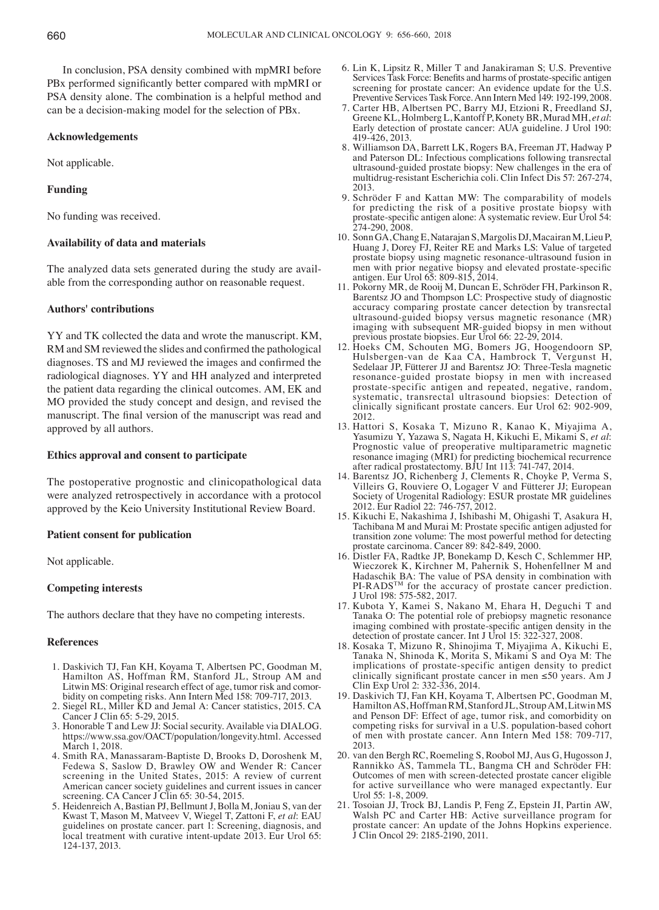In conclusion, PSA density combined with mpMRI before PBx performed significantly better compared with mpMRI or PSA density alone. The combination is a helpful method and can be a decision-making model for the selection of PBx.

## Acknowledgements

Not applicable.

## Funding

No funding was received.

## Availability of data and materials

The analyzed data sets generated during the study are available from the corresponding author on reasonable request.

## Authors' contributions

YY and TK collected the data and wrote the manuscript. KM, RM and SM reviewed the slides and confirmed the pathological diagnoses. TS and MJ reviewed the images and confirmed the radiological diagnoses. YY and HH analyzed and interpreted the patient data regarding the clinical outcomes. AM, EK and MO provided the study concept and design, and revised the manuscript. The final version of the manuscript was read and approved by all authors.

## Ethics approval and consent to participate

The postoperative prognostic and clinicopathological data were analyzed retrospectively in accordance with a protocol approved by the Keio University Institutional Review Board.

## Patient consent for publication

Not applicable.

## Competing interests

The authors declare that they have no competing interests.

## References

1. Daskivich TJ, Fan KH, Koyama T, Albertsen PC, Goodman M, Hamilton AS, Hoffman RM, Stanford JL, Stroup AM and Litwin MS: Original research effect of age, tumor risk and comorbidity on competing risks. Ann Intern Med 158: 709-717, 2013.
2. Siegel RL, Miller KD and Jemal A: Cancer statistics, 2015. CA Cancer J Clin 65: 5-29, 2015.
3. Honorable T and Lew JJ: Social security. Available via DIALOG. https://www.ssa.gov/OACT/population/longevity.html. Accessed March 1, 2018.
4. Smith RA, Manassaram-Baptiste D, Brooks D, Doroshenk M, Fedewa S, Saslow D, Brawley OW and Wender R: Cancer screening in the United States, 2015: A review of current American cancer society guidelines and current issues in cancer screening. CA Cancer J Clin 65: 30-54, 2015.
5. Heidenreich A, Bastian PJ, Bellmunt J, Bolla M, Joniau S, van der Kwast T, Mason M, Matveev V, Wiegel T, Zattoni F, *et al*: EAU guidelines on prostate cancer. part 1: Screening, diagnosis, and local treatment with curative intent-update 2013. Eur Urol 65: 124-137, 2013.
6. Lin K, Lipsitz R, Miller T and Janakiraman S; U.S. Preventive Services Task Force: Benefits and harms of prostate-specific antigen screening for prostate cancer: An evidence update for the U.S. Preventive Services Task Force. Ann Intern Med 149: 192-199, 2008.
7. Carter HB, Albertsen PC, Barry MJ, Etzioni R, Freedland SJ, Greene KL, Holmberg L, Kantoff P, Konety BR, Murad MH, *et al*: Early detection of prostate cancer: AUA guideline. J Urol 190: 419-426, 2013.
8. Williamson DA, Barrett LK, Rogers BA, Freeman JT, Hadway P and Paterson DL: Infectious complications following transrectal ultrasound-guided prostate biopsy: New challenges in the era of multidrug-resistant Escherichia coli. Clin Infect Dis 57: 267-274, 2013.
9. Schröder F and Kattan MW: The comparability of models for predicting the risk of a positive prostate biopsy with prostate-specific antigen alone: A systematic review. Eur Urol 54: 274-290, 2008.
10. Sonn GA, Chang E, Natarajan S, Margolis DJ, Macairan M, Lieu P, Huang J, Dorey FJ, Reiter RE and Marks LS: Value of targeted prostate biopsy using magnetic resonance-ultrasound fusion in men with prior negative biopsy and elevated prostate-specific antigen. Eur Urol 65: 809-815, 2014.
11. Pokorny MR, de Rooij M, Duncan E, Schröder FH, Parkinson R, Barentsz JO and Thompson LC: Prospective study of diagnostic accuracy comparing prostate cancer detection by transrectal ultrasound-guided biopsy versus magnetic resonance (MR) imaging with subsequent MR-guided biopsy in men without previous prostate biopsies. Eur Urol 66: 22-29, 2014.
12. Hoeks CM, Schouten MG, Bomers JG, Hoogendoorn SP, Hulsbergen-van de Kaa CA, Hambrock T, Vergunst H, Sedelaar JP, Fütterer JJ and Barentsz JO: Three-Tesla magnetic resonance-guided prostate biopsy in men with increased prostate-specific antigen and repeated, negative, random, systematic, transrectal ultrasound biopsies: Detection of clinically significant prostate cancers. Eur Urol 62: 902-909, 2012.
13. Hattori S, Kosaka T, Mizuno R, Kanao K, Miyajima A, Yasumizu Y, Yazawa S, Nagata H, Kikuchi E, Mikami S, *et al*: Prognostic value of preoperative multiparametric magnetic resonance imaging (MRI) for predicting biochemical recurrence after radical prostatectomy. BJU Int 113: 741-747, 2014.
14. Barentsz JO, Richenberg J, Clements R, Choyke P, Verma S, Villeirs G, Rouviere O, Logager V and Fütterer JJ; European Society of Urogenital Radiology: ESUR prostate MR guidelines 2012. Eur Radiol 22: 746-757, 2012.
15. Kikuchi E, Nakashima J, Ishibashi M, Ohigashi T, Asakura H, Tachibana M and Murai M: Prostate specific antigen adjusted for transition zone volume: The most powerful method for detecting prostate carcinoma. Cancer 89: 842-849, 2000.
16. Distler FA, Radtke JP, Bonekamp D, Kesch C, Schlemmer HP, Wieczorek K, Kirchner M, Pahernik S, Hohenfellner M and Hadaschik BA: The value of PSA density in combination with PI-RADS™ for the accuracy of prostate cancer prediction. J Urol 198: 575-582, 2017.
17. Kubota Y, Kamei S, Nakano M, Ehara H, Deguchi T and Tanaka O: The potential role of prebiopsy magnetic resonance imaging combined with prostate-specific antigen density in the detection of prostate cancer. Int J Urol 15: 322-327, 2008.
18. Kosaka T, Mizuno R, Shinojima T, Miyajima A, Kikuchi E, Tanaka N, Shinoda K, Morita S, Mikami S and Oya M: The implications of prostate-specific antigen density to predict clinically significant prostate cancer in men ≤50 years. Am J Clin Exp Urol 2: 332-336, 2014.
19. Daskivich TJ, Fan KH, Koyama T, Albertsen PC, Goodman M, Hamilton AS, Hoffman RM, Stanford JL, Stroup AM, Litwin MS and Penson DF: Effect of age, tumor risk, and comorbidity on competing risks for survival in a U.S. population-based cohort of men with prostate cancer. Ann Intern Med 158: 709-717, 2013.
20. van den Bergh RC, Roemeling S, Roobol MJ, Aus G, Hugosson J, Rannikko AS, Tammela TL, Bangma CH and Schröder FH: Outcomes of men with screen-detected prostate cancer eligible for active surveillance who were managed expectantly. Eur Urol 55: 1-8, 2009.
21. Tosoian JJ, Trock BJ, Landis P, Feng Z, Epstein JI, Partin AW, Walsh PC and Carter HB: Active surveillance program for prostate cancer: An update of the Johns Hopkins experience. J Clin Oncol 29: 2185-2190, 2011.